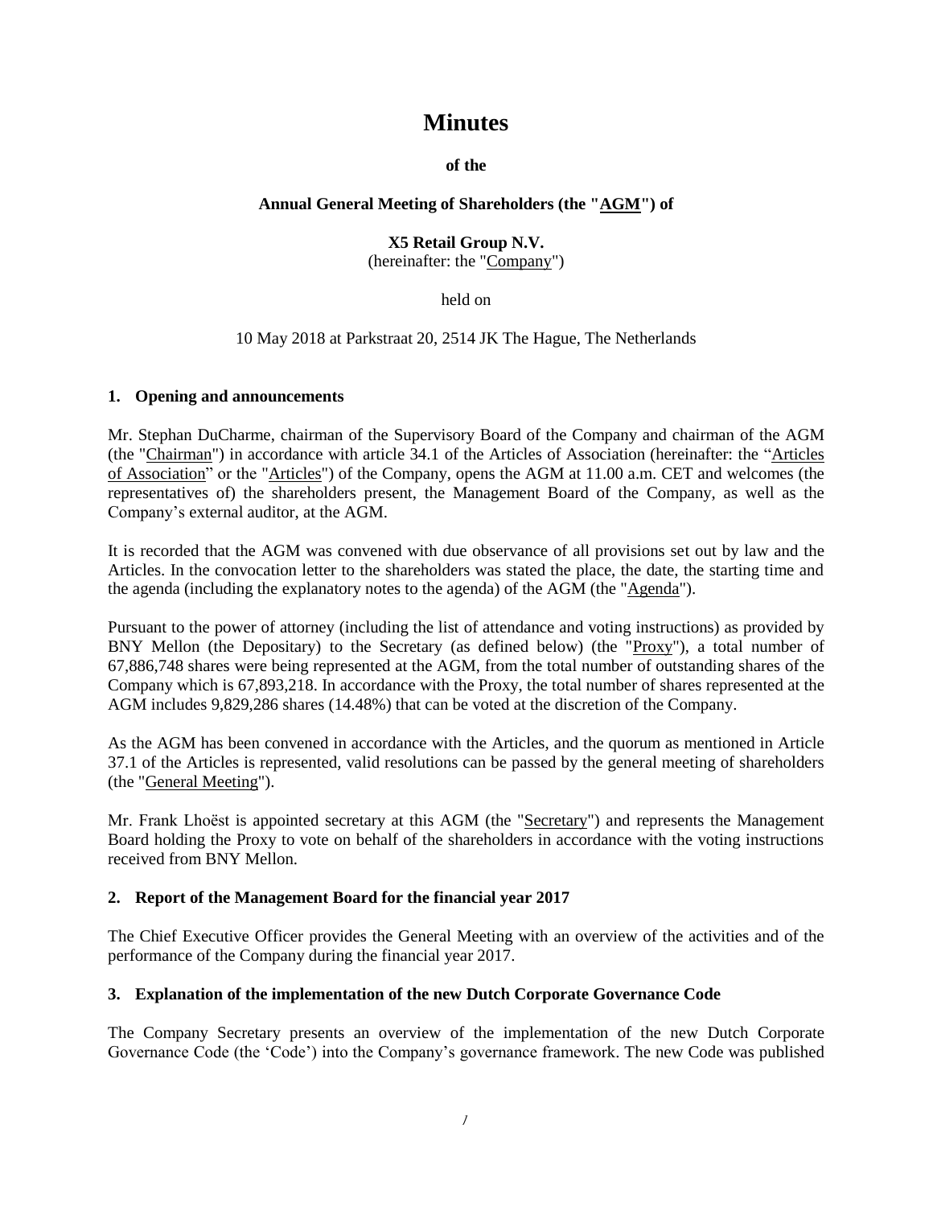# Minutes

**of the**

**Annual General Meeting of Shareholders (the "AGM") of**

**X5 Retail Group N.V.**
(hereinafter: the "Company")

held on

10 May 2018 at Parkstraat 20, 2514 JK The Hague, The Netherlands

## 1. Opening and announcements

Mr. Stephan DuCharme, chairman of the Supervisory Board of the Company and chairman of the AGM (the "Chairman") in accordance with article 34.1 of the Articles of Association (hereinafter: the "Articles of Association" or the "Articles") of the Company, opens the AGM at 11.00 a.m. CET and welcomes (the representatives of) the shareholders present, the Management Board of the Company, as well as the Company's external auditor, at the AGM.

It is recorded that the AGM was convened with due observance of all provisions set out by law and the Articles. In the convocation letter to the shareholders was stated the place, the date, the starting time and the agenda (including the explanatory notes to the agenda) of the AGM (the "Agenda").

Pursuant to the power of attorney (including the list of attendance and voting instructions) as provided by BNY Mellon (the Depositary) to the Secretary (as defined below) (the "Proxy"), a total number of 67,886,748 shares were being represented at the AGM, from the total number of outstanding shares of the Company which is 67,893,218. In accordance with the Proxy, the total number of shares represented at the AGM includes 9,829,286 shares (14.48%) that can be voted at the discretion of the Company.

As the AGM has been convened in accordance with the Articles, and the quorum as mentioned in Article 37.1 of the Articles is represented, valid resolutions can be passed by the general meeting of shareholders (the "General Meeting").

Mr. Frank Lhoëst is appointed secretary at this AGM (the "Secretary") and represents the Management Board holding the Proxy to vote on behalf of the shareholders in accordance with the voting instructions received from BNY Mellon.

## 2. Report of the Management Board for the financial year 2017

The Chief Executive Officer provides the General Meeting with an overview of the activities and of the performance of the Company during the financial year 2017.

## 3. Explanation of the implementation of the new Dutch Corporate Governance Code

The Company Secretary presents an overview of the implementation of the new Dutch Corporate Governance Code (the 'Code') into the Company's governance framework. The new Code was published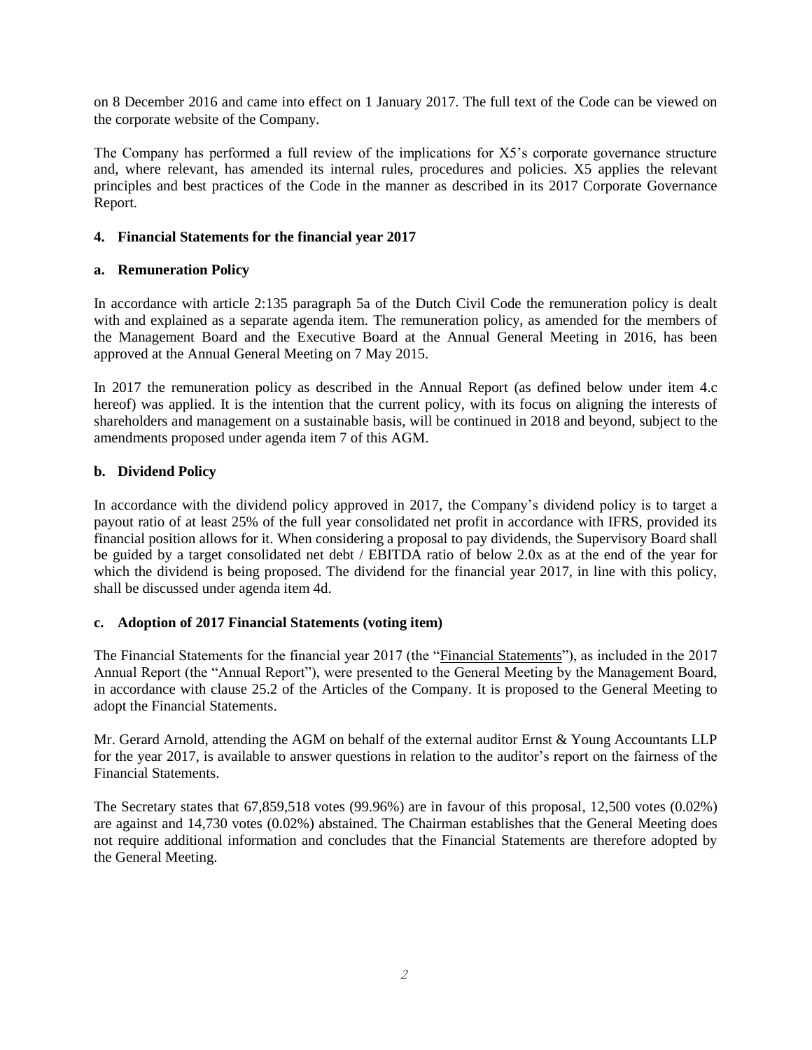on 8 December 2016 and came into effect on 1 January 2017. The full text of the Code can be viewed on the corporate website of the Company.

The Company has performed a full review of the implications for X5's corporate governance structure and, where relevant, has amended its internal rules, procedures and policies. X5 applies the relevant principles and best practices of the Code in the manner as described in its 2017 Corporate Governance Report.

**4. Financial Statements for the financial year 2017**

**a. Remuneration Policy**

In accordance with article 2:135 paragraph 5a of the Dutch Civil Code the remuneration policy is dealt with and explained as a separate agenda item. The remuneration policy, as amended for the members of the Management Board and the Executive Board at the Annual General Meeting in 2016, has been approved at the Annual General Meeting on 7 May 2015.

In 2017 the remuneration policy as described in the Annual Report (as defined below under item 4.c hereof) was applied. It is the intention that the current policy, with its focus on aligning the interests of shareholders and management on a sustainable basis, will be continued in 2018 and beyond, subject to the amendments proposed under agenda item 7 of this AGM.

**b. Dividend Policy**

In accordance with the dividend policy approved in 2017, the Company's dividend policy is to target a payout ratio of at least 25% of the full year consolidated net profit in accordance with IFRS, provided its financial position allows for it. When considering a proposal to pay dividends, the Supervisory Board shall be guided by a target consolidated net debt / EBITDA ratio of below 2.0x as at the end of the year for which the dividend is being proposed. The dividend for the financial year 2017, in line with this policy, shall be discussed under agenda item 4d.

**c. Adoption of 2017 Financial Statements (voting item)**

The Financial Statements for the financial year 2017 (the "Financial Statements"), as included in the 2017 Annual Report (the "Annual Report"), were presented to the General Meeting by the Management Board, in accordance with clause 25.2 of the Articles of the Company. It is proposed to the General Meeting to adopt the Financial Statements.

Mr. Gerard Arnold, attending the AGM on behalf of the external auditor Ernst & Young Accountants LLP for the year 2017, is available to answer questions in relation to the auditor's report on the fairness of the Financial Statements.

The Secretary states that 67,859,518 votes (99.96%) are in favour of this proposal, 12,500 votes (0.02%) are against and 14,730 votes (0.02%) abstained. The Chairman establishes that the General Meeting does not require additional information and concludes that the Financial Statements are therefore adopted by the General Meeting.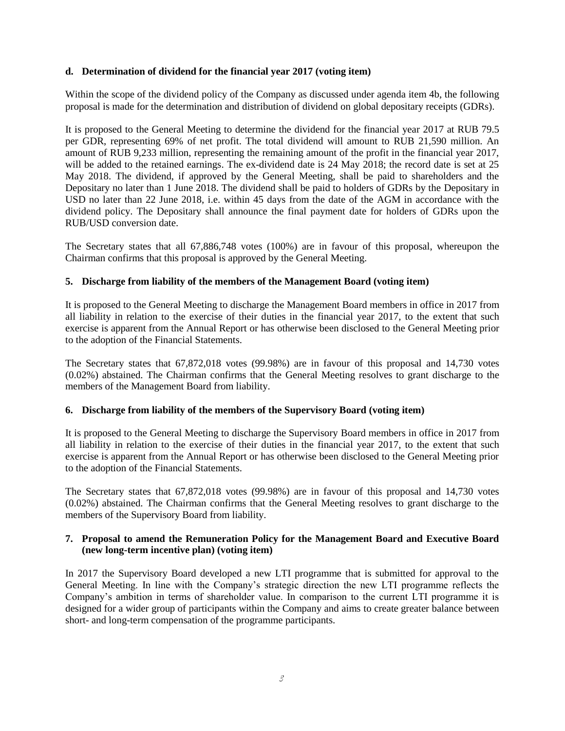**d. Determination of dividend for the financial year 2017 (voting item)**

Within the scope of the dividend policy of the Company as discussed under agenda item 4b, the following proposal is made for the determination and distribution of dividend on global depositary receipts (GDRs).

It is proposed to the General Meeting to determine the dividend for the financial year 2017 at RUB 79.5 per GDR, representing 69% of net profit. The total dividend will amount to RUB 21,590 million. An amount of RUB 9,233 million, representing the remaining amount of the profit in the financial year 2017, will be added to the retained earnings. The ex-dividend date is 24 May 2018; the record date is set at 25 May 2018. The dividend, if approved by the General Meeting, shall be paid to shareholders and the Depositary no later than 1 June 2018. The dividend shall be paid to holders of GDRs by the Depositary in USD no later than 22 June 2018, i.e. within 45 days from the date of the AGM in accordance with the dividend policy. The Depositary shall announce the final payment date for holders of GDRs upon the RUB/USD conversion date.

The Secretary states that all 67,886,748 votes (100%) are in favour of this proposal, whereupon the Chairman confirms that this proposal is approved by the General Meeting.

**5. Discharge from liability of the members of the Management Board (voting item)**

It is proposed to the General Meeting to discharge the Management Board members in office in 2017 from all liability in relation to the exercise of their duties in the financial year 2017, to the extent that such exercise is apparent from the Annual Report or has otherwise been disclosed to the General Meeting prior to the adoption of the Financial Statements.

The Secretary states that 67,872,018 votes (99.98%) are in favour of this proposal and 14,730 votes (0.02%) abstained. The Chairman confirms that the General Meeting resolves to grant discharge to the members of the Management Board from liability.

**6. Discharge from liability of the members of the Supervisory Board (voting item)**

It is proposed to the General Meeting to discharge the Supervisory Board members in office in 2017 from all liability in relation to the exercise of their duties in the financial year 2017, to the extent that such exercise is apparent from the Annual Report or has otherwise been disclosed to the General Meeting prior to the adoption of the Financial Statements.

The Secretary states that 67,872,018 votes (99.98%) are in favour of this proposal and 14,730 votes (0.02%) abstained. The Chairman confirms that the General Meeting resolves to grant discharge to the members of the Supervisory Board from liability.

**7. Proposal to amend the Remuneration Policy for the Management Board and Executive Board (new long-term incentive plan) (voting item)**

In 2017 the Supervisory Board developed a new LTI programme that is submitted for approval to the General Meeting. In line with the Company's strategic direction the new LTI programme reflects the Company's ambition in terms of shareholder value. In comparison to the current LTI programme it is designed for a wider group of participants within the Company and aims to create greater balance between short- and long-term compensation of the programme participants.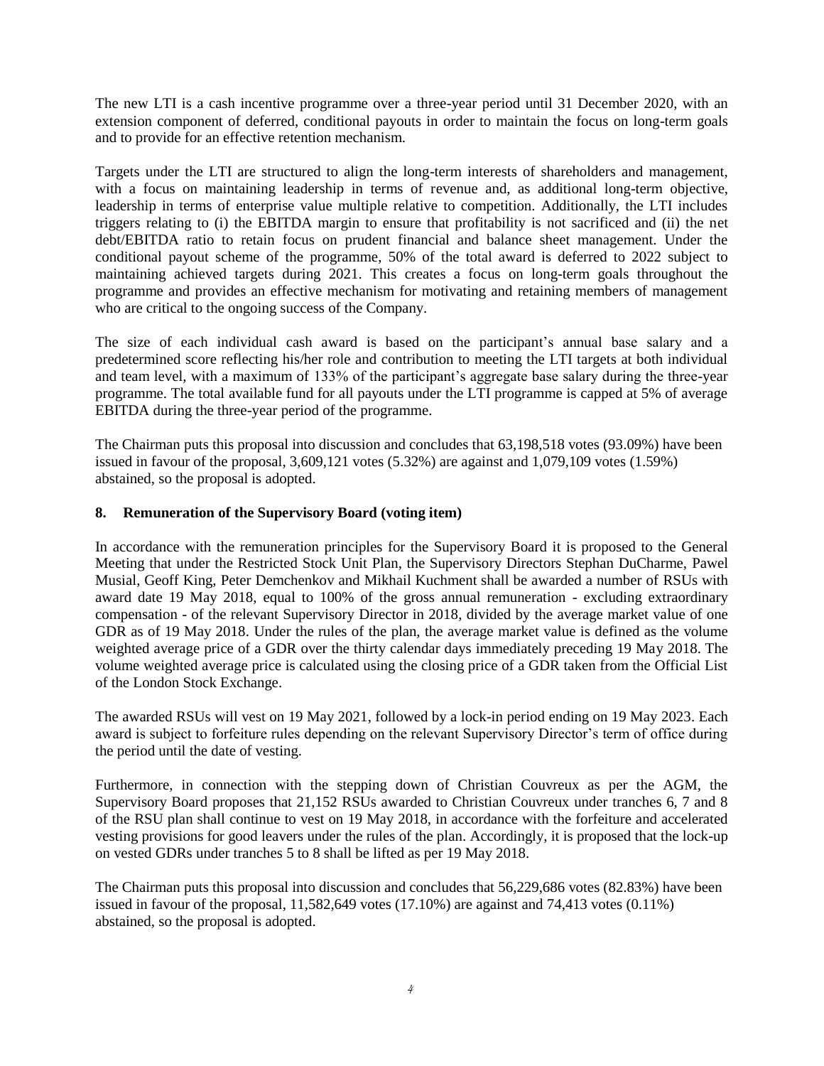The new LTI is a cash incentive programme over a three-year period until 31 December 2020, with an extension component of deferred, conditional payouts in order to maintain the focus on long-term goals and to provide for an effective retention mechanism.

Targets under the LTI are structured to align the long-term interests of shareholders and management, with a focus on maintaining leadership in terms of revenue and, as additional long-term objective, leadership in terms of enterprise value multiple relative to competition. Additionally, the LTI includes triggers relating to (i) the EBITDA margin to ensure that profitability is not sacrificed and (ii) the net debt/EBITDA ratio to retain focus on prudent financial and balance sheet management. Under the conditional payout scheme of the programme, 50% of the total award is deferred to 2022 subject to maintaining achieved targets during 2021. This creates a focus on long-term goals throughout the programme and provides an effective mechanism for motivating and retaining members of management who are critical to the ongoing success of the Company.

The size of each individual cash award is based on the participant's annual base salary and a predetermined score reflecting his/her role and contribution to meeting the LTI targets at both individual and team level, with a maximum of 133% of the participant's aggregate base salary during the three-year programme. The total available fund for all payouts under the LTI programme is capped at 5% of average EBITDA during the three-year period of the programme.

The Chairman puts this proposal into discussion and concludes that 63,198,518 votes (93.09%) have been issued in favour of the proposal, 3,609,121 votes (5.32%) are against and 1,079,109 votes (1.59%) abstained, so the proposal is adopted.

## 8. Remuneration of the Supervisory Board (voting item)

In accordance with the remuneration principles for the Supervisory Board it is proposed to the General Meeting that under the Restricted Stock Unit Plan, the Supervisory Directors Stephan DuCharme, Pawel Musial, Geoff King, Peter Demchenkov and Mikhail Kuchment shall be awarded a number of RSUs with award date 19 May 2018, equal to 100% of the gross annual remuneration - excluding extraordinary compensation - of the relevant Supervisory Director in 2018, divided by the average market value of one GDR as of 19 May 2018. Under the rules of the plan, the average market value is defined as the volume weighted average price of a GDR over the thirty calendar days immediately preceding 19 May 2018. The volume weighted average price is calculated using the closing price of a GDR taken from the Official List of the London Stock Exchange.

The awarded RSUs will vest on 19 May 2021, followed by a lock-in period ending on 19 May 2023. Each award is subject to forfeiture rules depending on the relevant Supervisory Director's term of office during the period until the date of vesting.

Furthermore, in connection with the stepping down of Christian Couvreux as per the AGM, the Supervisory Board proposes that 21,152 RSUs awarded to Christian Couvreux under tranches 6, 7 and 8 of the RSU plan shall continue to vest on 19 May 2018, in accordance with the forfeiture and accelerated vesting provisions for good leavers under the rules of the plan. Accordingly, it is proposed that the lock-up on vested GDRs under tranches 5 to 8 shall be lifted as per 19 May 2018.

The Chairman puts this proposal into discussion and concludes that 56,229,686 votes (82.83%) have been issued in favour of the proposal, 11,582,649 votes (17.10%) are against and 74,413 votes (0.11%) abstained, so the proposal is adopted.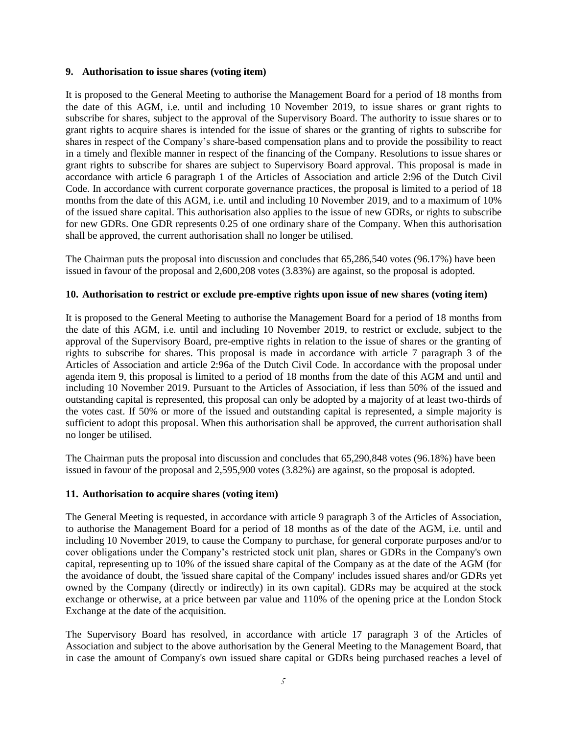### 9. Authorisation to issue shares (voting item)

It is proposed to the General Meeting to authorise the Management Board for a period of 18 months from the date of this AGM, i.e. until and including 10 November 2019, to issue shares or grant rights to subscribe for shares, subject to the approval of the Supervisory Board. The authority to issue shares or to grant rights to acquire shares is intended for the issue of shares or the granting of rights to subscribe for shares in respect of the Company's share-based compensation plans and to provide the possibility to react in a timely and flexible manner in respect of the financing of the Company. Resolutions to issue shares or grant rights to subscribe for shares are subject to Supervisory Board approval. This proposal is made in accordance with article 6 paragraph 1 of the Articles of Association and article 2:96 of the Dutch Civil Code. In accordance with current corporate governance practices, the proposal is limited to a period of 18 months from the date of this AGM, i.e. until and including 10 November 2019, and to a maximum of 10% of the issued share capital. This authorisation also applies to the issue of new GDRs, or rights to subscribe for new GDRs. One GDR represents 0.25 of one ordinary share of the Company. When this authorisation shall be approved, the current authorisation shall no longer be utilised.

The Chairman puts the proposal into discussion and concludes that 65,286,540 votes (96.17%) have been issued in favour of the proposal and 2,600,208 votes (3.83%) are against, so the proposal is adopted.

### 10. Authorisation to restrict or exclude pre-emptive rights upon issue of new shares (voting item)

It is proposed to the General Meeting to authorise the Management Board for a period of 18 months from the date of this AGM, i.e. until and including 10 November 2019, to restrict or exclude, subject to the approval of the Supervisory Board, pre-emptive rights in relation to the issue of shares or the granting of rights to subscribe for shares. This proposal is made in accordance with article 7 paragraph 3 of the Articles of Association and article 2:96a of the Dutch Civil Code. In accordance with the proposal under agenda item 9, this proposal is limited to a period of 18 months from the date of this AGM and until and including 10 November 2019. Pursuant to the Articles of Association, if less than 50% of the issued and outstanding capital is represented, this proposal can only be adopted by a majority of at least two-thirds of the votes cast. If 50% or more of the issued and outstanding capital is represented, a simple majority is sufficient to adopt this proposal. When this authorisation shall be approved, the current authorisation shall no longer be utilised.

The Chairman puts the proposal into discussion and concludes that 65,290,848 votes (96.18%) have been issued in favour of the proposal and 2,595,900 votes (3.82%) are against, so the proposal is adopted.

### 11. Authorisation to acquire shares (voting item)

The General Meeting is requested, in accordance with article 9 paragraph 3 of the Articles of Association, to authorise the Management Board for a period of 18 months as of the date of the AGM, i.e. until and including 10 November 2019, to cause the Company to purchase, for general corporate purposes and/or to cover obligations under the Company's restricted stock unit plan, shares or GDRs in the Company's own capital, representing up to 10% of the issued share capital of the Company as at the date of the AGM (for the avoidance of doubt, the 'issued share capital of the Company' includes issued shares and/or GDRs yet owned by the Company (directly or indirectly) in its own capital). GDRs may be acquired at the stock exchange or otherwise, at a price between par value and 110% of the opening price at the London Stock Exchange at the date of the acquisition.

The Supervisory Board has resolved, in accordance with article 17 paragraph 3 of the Articles of Association and subject to the above authorisation by the General Meeting to the Management Board, that in case the amount of Company's own issued share capital or GDRs being purchased reaches a level of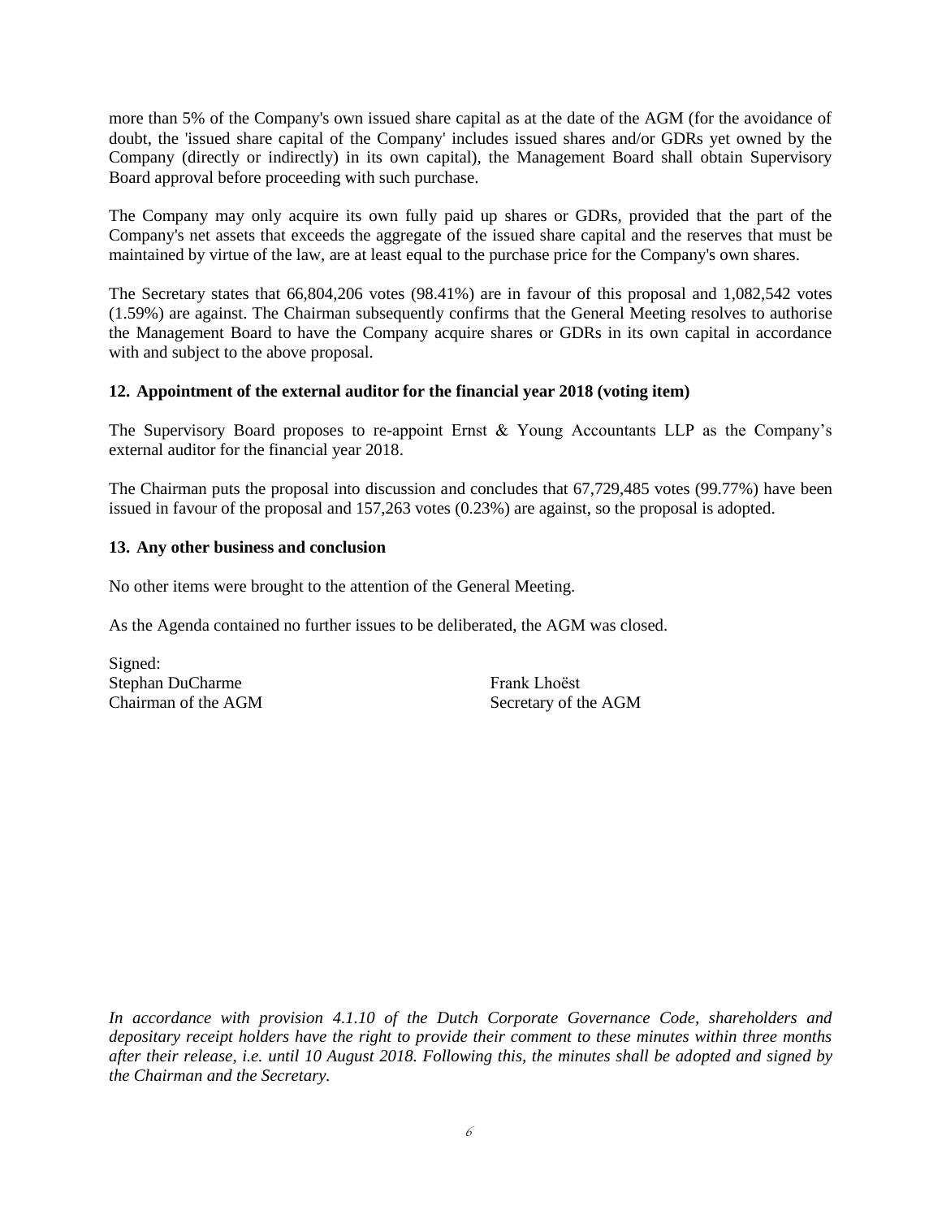more than 5% of the Company's own issued share capital as at the date of the AGM (for the avoidance of doubt, the 'issued share capital of the Company' includes issued shares and/or GDRs yet owned by the Company (directly or indirectly) in its own capital), the Management Board shall obtain Supervisory Board approval before proceeding with such purchase.

The Company may only acquire its own fully paid up shares or GDRs, provided that the part of the Company's net assets that exceeds the aggregate of the issued share capital and the reserves that must be maintained by virtue of the law, are at least equal to the purchase price for the Company's own shares.

The Secretary states that 66,804,206 votes (98.41%) are in favour of this proposal and 1,082,542 votes (1.59%) are against. The Chairman subsequently confirms that the General Meeting resolves to authorise the Management Board to have the Company acquire shares or GDRs in its own capital in accordance with and subject to the above proposal.

**12. Appointment of the external auditor for the financial year 2018 (voting item)**

The Supervisory Board proposes to re-appoint Ernst & Young Accountants LLP as the Company's external auditor for the financial year 2018.

The Chairman puts the proposal into discussion and concludes that 67,729,485 votes (99.77%) have been issued in favour of the proposal and 157,263 votes (0.23%) are against, so the proposal is adopted.

**13. Any other business and conclusion**

No other items were brought to the attention of the General Meeting.

As the Agenda contained no further issues to be deliberated, the AGM was closed.

Signed:

Stephan DuCharme
Chairman of the AGM

Frank Lhoëst
Secretary of the AGM

*In accordance with provision 4.1.10 of the Dutch Corporate Governance Code, shareholders and depositary receipt holders have the right to provide their comment to these minutes within three months after their release, i.e. until 10 August 2018. Following this, the minutes shall be adopted and signed by the Chairman and the Secretary.*